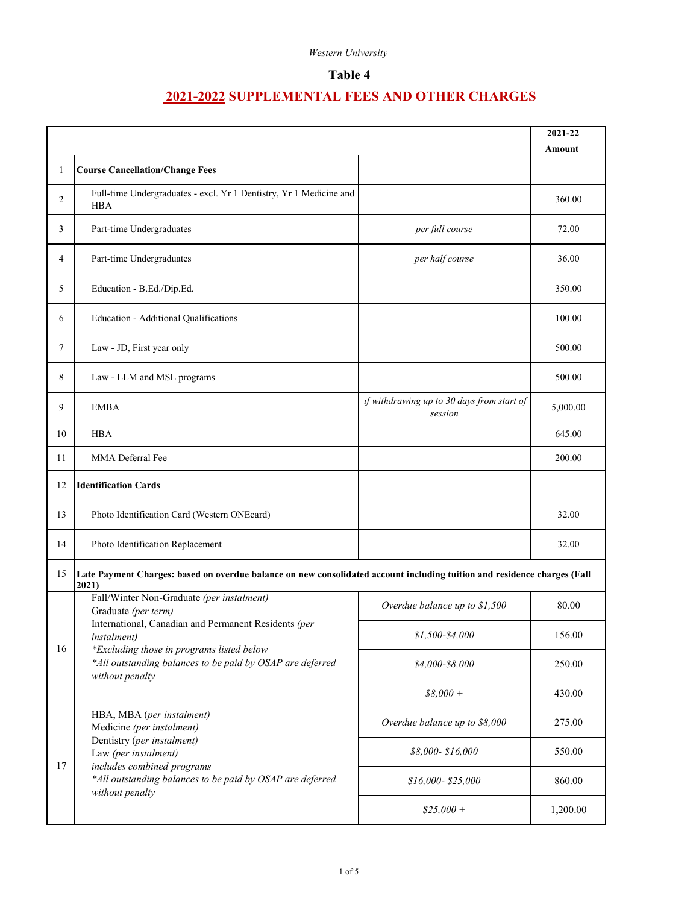Western University

# Table 4

## 2021-2022 SUPPLEMENTAL FEES AND OTHER CHARGES

| | | | 2021-22 Amount |
|---|---|---|---|
| 1 | **Course Cancellation/Change Fees** | | |
| 2 | Full-time Undergraduates - excl. Yr 1 Dentistry, Yr 1 Medicine and HBA | | 360.00 |
| 3 | Part-time Undergraduates | *per full course* | 72.00 |
| 4 | Part-time Undergraduates | *per half course* | 36.00 |
| 5 | Education - B.Ed./Dip.Ed. | | 350.00 |
| 6 | Education - Additional Qualifications | | 100.00 |
| 7 | Law - JD, First year only | | 500.00 |
| 8 | Law - LLM and MSL programs | | 500.00 |
| 9 | EMBA | *if withdrawing up to 30 days from start of session* | 5,000.00 |
| 10 | HBA | | 645.00 |
| 11 | MMA Deferral Fee | | 200.00 |
| 12 | **Identification Cards** | | |
| 13 | Photo Identification Card (Western ONEcard) | | 32.00 |
| 14 | Photo Identification Replacement | | 32.00 |
| 15 | **Late Payment Charges: based on overdue balance on new consolidated account including tuition and residence charges (Fall 2021)** | | |
| 16 | Fall/Winter Non-Graduate *(per instalment)* Graduate *(per term)* International, Canadian and Permanent Residents *(per instalment)* *\*Excluding those in programs listed below* *\*All outstanding balances to be paid by OSAP are deferred without penalty* | *Overdue balance up to $1,500* | 80.00 |
| | | *$1,500-$4,000* | 156.00 |
| | | *$4,000-$8,000* | 250.00 |
| | | *$8,000 +* | 430.00 |
| 17 | HBA, MBA *(per instalment)* Medicine *(per instalment)* Dentistry *(per instalment)* Law *(per instalment)* *includes combined programs* *\*All outstanding balances to be paid by OSAP are deferred without penalty* | *Overdue balance up to $8,000* | 275.00 |
| | | *$8,000- $16,000* | 550.00 |
| | | *$16,000- $25,000* | 860.00 |
| | | *$25,000 +* | 1,200.00 |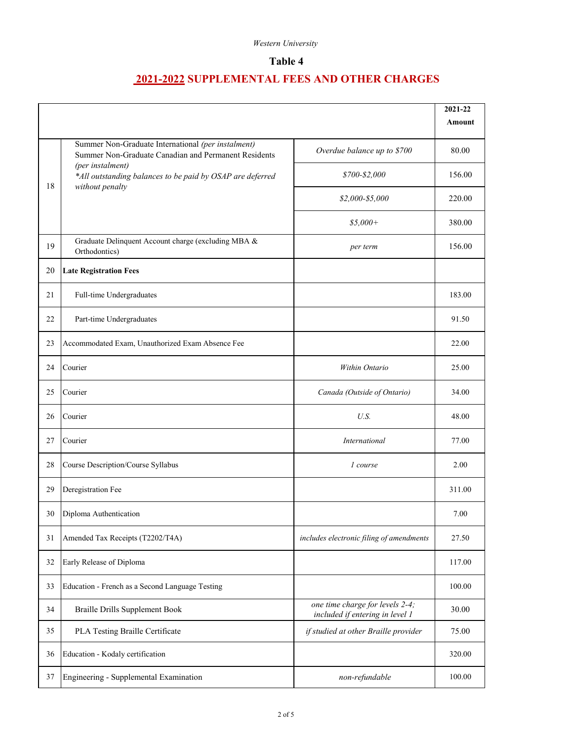Western University

# Table 4

## 2021-2022 SUPPLEMENTAL FEES AND OTHER CHARGES

| | | | 2021-22 Amount |
|---|---|---|---|
| 18 | Summer Non-Graduate International *(per instalment)* Summer Non-Graduate Canadian and Permanent Residents *(per instalment)* *\*All outstanding balances to be paid by OSAP are deferred without penalty* | *Overdue balance up to $700* | 80.00 |
| | | *$700-$2,000* | 156.00 |
| | | *$2,000-$5,000* | 220.00 |
| | | *$5,000+* | 380.00 |
| 19 | Graduate Delinquent Account charge (excluding MBA & Orthodontics) | *per term* | 156.00 |
| 20 | **Late Registration Fees** | | |
| 21 | Full-time Undergraduates | | 183.00 |
| 22 | Part-time Undergraduates | | 91.50 |
| 23 | Accommodated Exam, Unauthorized Exam Absence Fee | | 22.00 |
| 24 | Courier | *Within Ontario* | 25.00 |
| 25 | Courier | *Canada (Outside of Ontario)* | 34.00 |
| 26 | Courier | *U.S.* | 48.00 |
| 27 | Courier | *International* | 77.00 |
| 28 | Course Description/Course Syllabus | *1 course* | 2.00 |
| 29 | Deregistration Fee | | 311.00 |
| 30 | Diploma Authentication | | 7.00 |
| 31 | Amended Tax Receipts (T2202/T4A) | *includes electronic filing of amendments* | 27.50 |
| 32 | Early Release of Diploma | | 117.00 |
| 33 | Education - French as a Second Language Testing | | 100.00 |
| 34 | Braille Drills Supplement Book | *one time charge for levels 2-4; included if entering in level 1* | 30.00 |
| 35 | PLA Testing Braille Certificate | *if studied at other Braille provider* | 75.00 |
| 36 | Education - Kodaly certification | | 320.00 |
| 37 | Engineering - Supplemental Examination | *non-refundable* | 100.00 |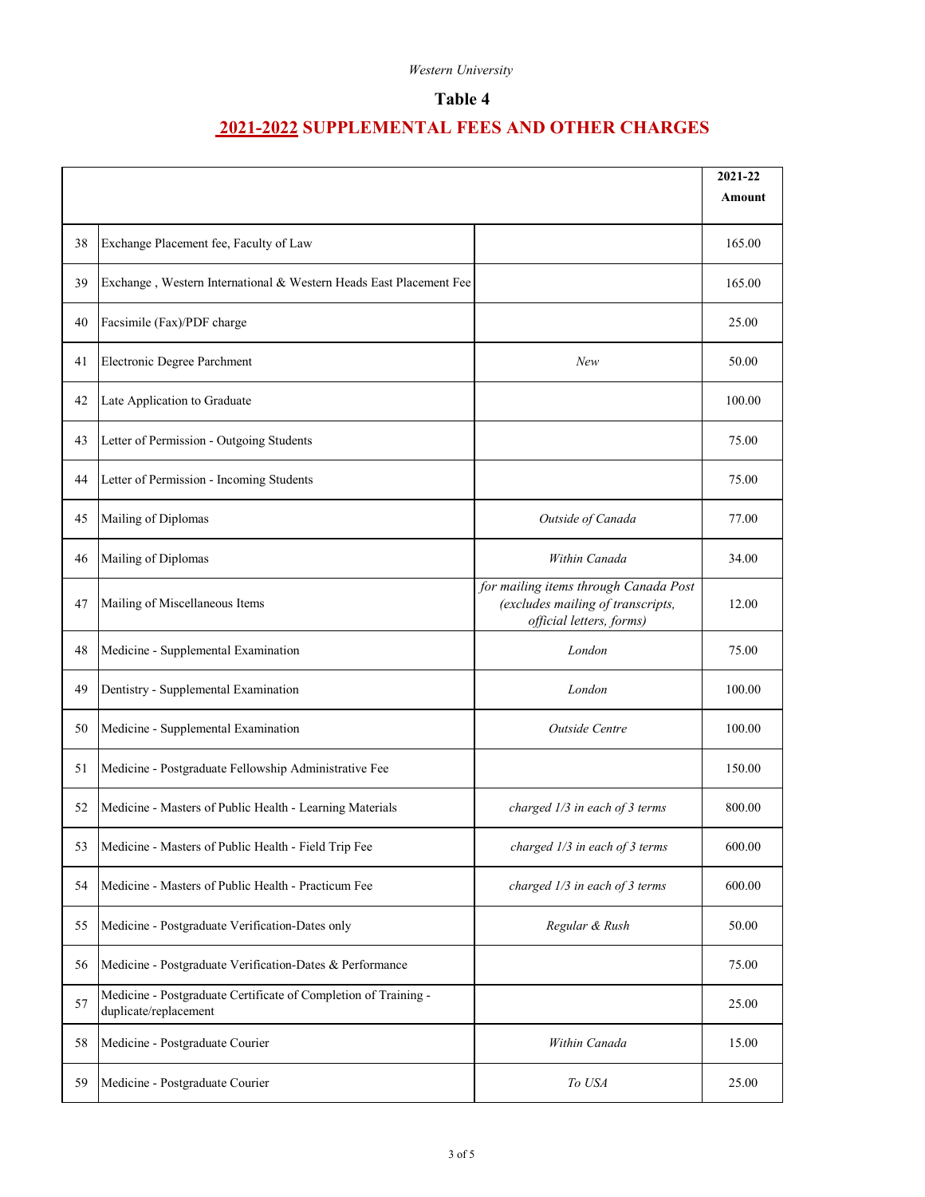*Western University*

## Table 4

# 2021-2022 SUPPLEMENTAL FEES AND OTHER CHARGES

| | | | 2021-22 Amount |
|---|---|---|---|
| 38 | Exchange Placement fee, Faculty of Law | | 165.00 |
| 39 | Exchange , Western International & Western Heads East Placement Fee | | 165.00 |
| 40 | Facsimile (Fax)/PDF charge | | 25.00 |
| 41 | Electronic Degree Parchment | *New* | 50.00 |
| 42 | Late Application to Graduate | | 100.00 |
| 43 | Letter of Permission - Outgoing Students | | 75.00 |
| 44 | Letter of Permission - Incoming Students | | 75.00 |
| 45 | Mailing of Diplomas | *Outside of Canada* | 77.00 |
| 46 | Mailing of Diplomas | *Within Canada* | 34.00 |
| 47 | Mailing of Miscellaneous Items | *for mailing items through Canada Post (excludes mailing of transcripts, official letters, forms)* | 12.00 |
| 48 | Medicine - Supplemental Examination | *London* | 75.00 |
| 49 | Dentistry - Supplemental Examination | *London* | 100.00 |
| 50 | Medicine - Supplemental Examination | *Outside Centre* | 100.00 |
| 51 | Medicine - Postgraduate Fellowship Administrative Fee | | 150.00 |
| 52 | Medicine - Masters of Public Health - Learning Materials | *charged 1/3 in each of 3 terms* | 800.00 |
| 53 | Medicine - Masters of Public Health - Field Trip Fee | *charged 1/3 in each of 3 terms* | 600.00 |
| 54 | Medicine - Masters of Public Health - Practicum Fee | *charged 1/3 in each of 3 terms* | 600.00 |
| 55 | Medicine - Postgraduate Verification-Dates only | *Regular & Rush* | 50.00 |
| 56 | Medicine - Postgraduate Verification-Dates & Performance | | 75.00 |
| 57 | Medicine - Postgraduate Certificate of Completion of Training - duplicate/replacement | | 25.00 |
| 58 | Medicine - Postgraduate Courier | *Within Canada* | 15.00 |
| 59 | Medicine - Postgraduate Courier | *To USA* | 25.00 |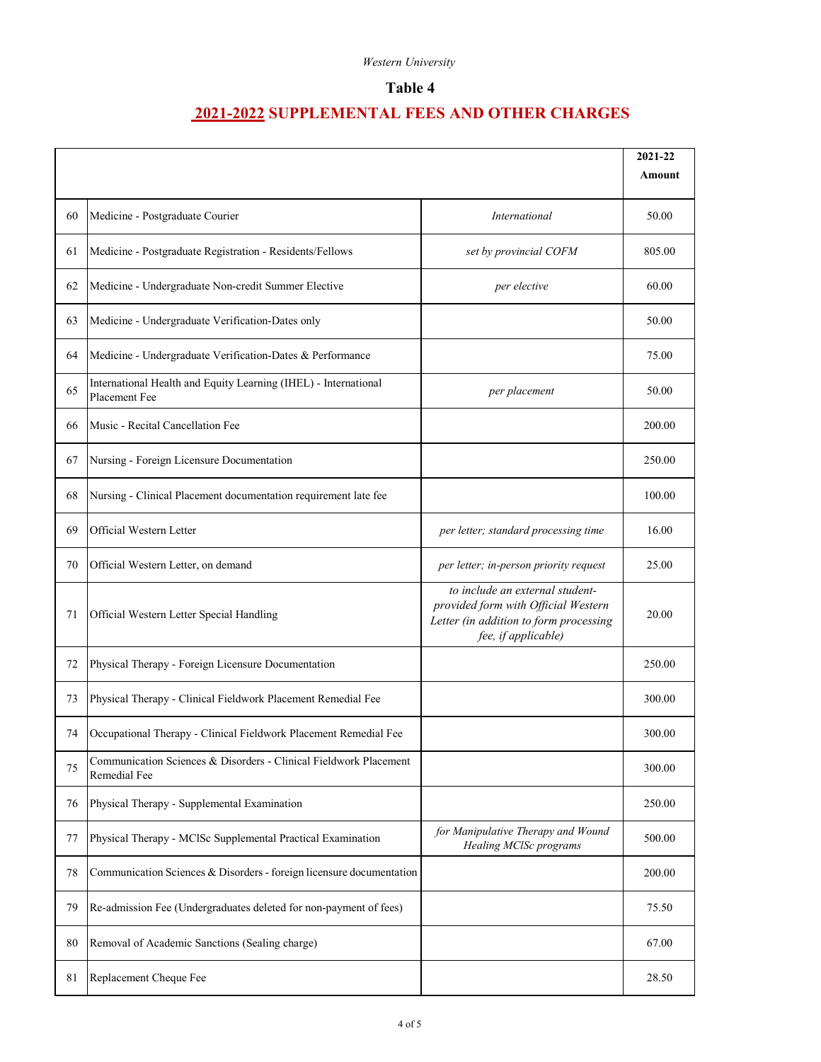*Western University*

# Table 4

## 2021-2022 SUPPLEMENTAL FEES AND OTHER CHARGES

| | | | 2021-22 Amount |
|---|---|---|---|
| 60 | Medicine - Postgraduate Courier | *International* | 50.00 |
| 61 | Medicine - Postgraduate Registration - Residents/Fellows | *set by provincial COFM* | 805.00 |
| 62 | Medicine - Undergraduate Non-credit Summer Elective | *per elective* | 60.00 |
| 63 | Medicine - Undergraduate Verification-Dates only | | 50.00 |
| 64 | Medicine - Undergraduate Verification-Dates & Performance | | 75.00 |
| 65 | International Health and Equity Learning (IHEL) - International Placement Fee | *per placement* | 50.00 |
| 66 | Music - Recital Cancellation Fee | | 200.00 |
| 67 | Nursing - Foreign Licensure Documentation | | 250.00 |
| 68 | Nursing - Clinical Placement documentation requirement late fee | | 100.00 |
| 69 | Official Western Letter | *per letter; standard processing time* | 16.00 |
| 70 | Official Western Letter, on demand | *per letter; in-person priority request* | 25.00 |
| 71 | Official Western Letter Special Handling | *to include an external student-provided form with Official Western Letter (in addition to form processing fee, if applicable)* | 20.00 |
| 72 | Physical Therapy - Foreign Licensure Documentation | | 250.00 |
| 73 | Physical Therapy - Clinical Fieldwork Placement Remedial Fee | | 300.00 |
| 74 | Occupational Therapy - Clinical Fieldwork Placement Remedial Fee | | 300.00 |
| 75 | Communication Sciences & Disorders - Clinical Fieldwork Placement Remedial Fee | | 300.00 |
| 76 | Physical Therapy - Supplemental Examination | | 250.00 |
| 77 | Physical Therapy - MClSc Supplemental Practical Examination | *for Manipulative Therapy and Wound Healing MClSc programs* | 500.00 |
| 78 | Communication Sciences & Disorders - foreign licensure documentation | | 200.00 |
| 79 | Re-admission Fee (Undergraduates deleted for non-payment of fees) | | 75.50 |
| 80 | Removal of Academic Sanctions (Sealing charge) | | 67.00 |
| 81 | Replacement Cheque Fee | | 28.50 |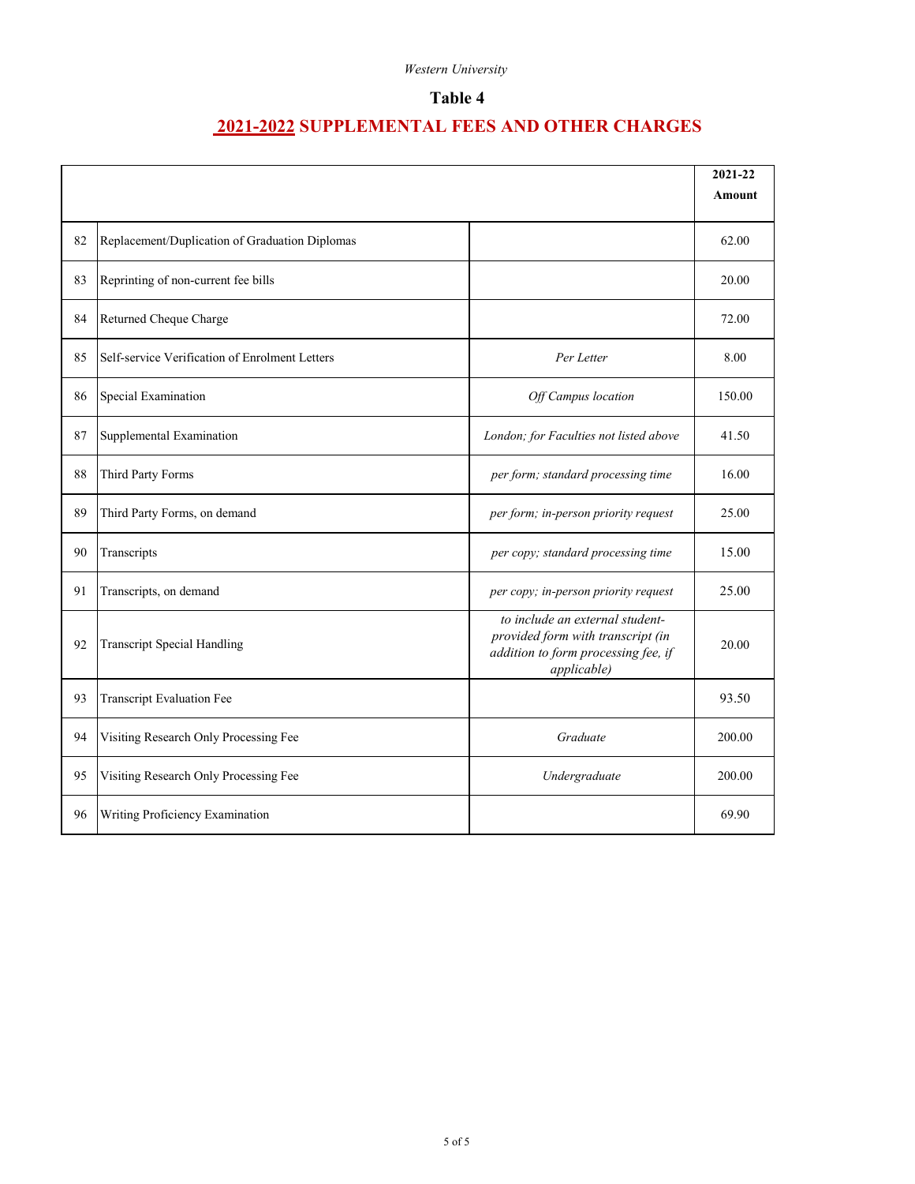Western University

# Table 4

## 2021-2022 SUPPLEMENTAL FEES AND OTHER CHARGES

| | | | 2021-22 Amount |
|---|---|---|---|
| 82 | Replacement/Duplication of Graduation Diplomas | | 62.00 |
| 83 | Reprinting of non-current fee bills | | 20.00 |
| 84 | Returned Cheque Charge | | 72.00 |
| 85 | Self-service Verification of Enrolment Letters | *Per Letter* | 8.00 |
| 86 | Special Examination | *Off Campus location* | 150.00 |
| 87 | Supplemental Examination | *London; for Faculties not listed above* | 41.50 |
| 88 | Third Party Forms | *per form; standard processing time* | 16.00 |
| 89 | Third Party Forms, on demand | *per form; in-person priority request* | 25.00 |
| 90 | Transcripts | *per copy; standard processing time* | 15.00 |
| 91 | Transcripts, on demand | *per copy; in-person priority request* | 25.00 |
| 92 | Transcript Special Handling | *to include an external student-provided form with transcript (in addition to form processing fee, if applicable)* | 20.00 |
| 93 | Transcript Evaluation Fee | | 93.50 |
| 94 | Visiting Research Only Processing Fee | *Graduate* | 200.00 |
| 95 | Visiting Research Only Processing Fee | *Undergraduate* | 200.00 |
| 96 | Writing Proficiency Examination | | 69.90 |